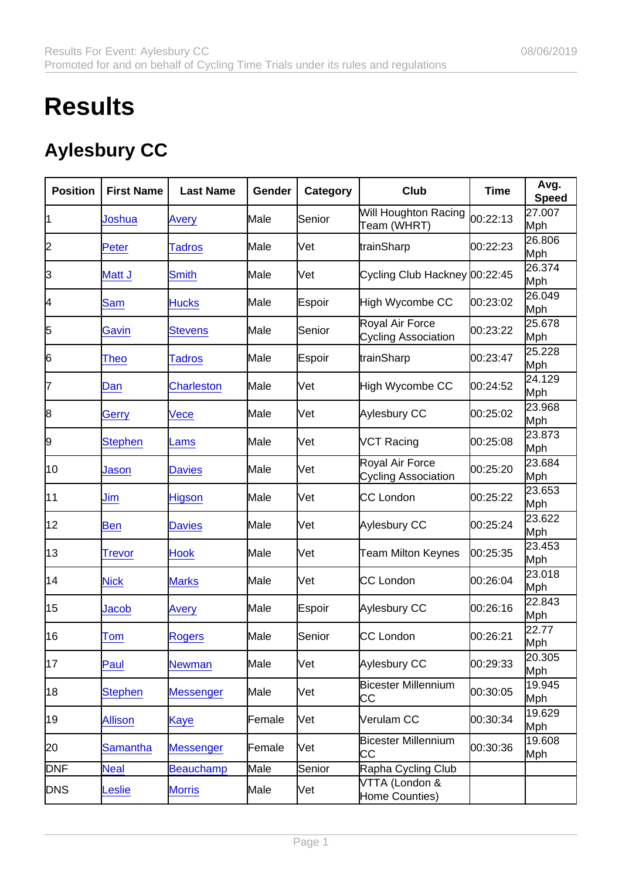# Results

## Aylesbury CC

| Position | First Name | Last Name | Gender | Category | Club | Time | Avg. Speed |
|---|---|---|---|---|---|---|---|
| 1 | Joshua | Avery | Male | Senior | Will Houghton Racing Team (WHRT) | 00:22:13 | 27.007 Mph |
| 2 | Peter | Tadros | Male | Vet | trainSharp | 00:22:23 | 26.806 Mph |
| 3 | Matt J | Smith | Male | Vet | Cycling Club Hackney | 00:22:45 | 26.374 Mph |
| 4 | Sam | Hucks | Male | Espoir | High Wycombe CC | 00:23:02 | 26.049 Mph |
| 5 | Gavin | Stevens | Male | Senior | Royal Air Force Cycling Association | 00:23:22 | 25.678 Mph |
| 6 | Theo | Tadros | Male | Espoir | trainSharp | 00:23:47 | 25.228 Mph |
| 7 | Dan | Charleston | Male | Vet | High Wycombe CC | 00:24:52 | 24.129 Mph |
| 8 | Gerry | Vece | Male | Vet | Aylesbury CC | 00:25:02 | 23.968 Mph |
| 9 | Stephen | Lams | Male | Vet | VCT Racing | 00:25:08 | 23.873 Mph |
| 10 | Jason | Davies | Male | Vet | Royal Air Force Cycling Association | 00:25:20 | 23.684 Mph |
| 11 | Jim | Higson | Male | Vet | CC London | 00:25:22 | 23.653 Mph |
| 12 | Ben | Davies | Male | Vet | Aylesbury CC | 00:25:24 | 23.622 Mph |
| 13 | Trevor | Hook | Male | Vet | Team Milton Keynes | 00:25:35 | 23.453 Mph |
| 14 | Nick | Marks | Male | Vet | CC London | 00:26:04 | 23.018 Mph |
| 15 | Jacob | Avery | Male | Espoir | Aylesbury CC | 00:26:16 | 22.843 Mph |
| 16 | Tom | Rogers | Male | Senior | CC London | 00:26:21 | 22.77 Mph |
| 17 | Paul | Newman | Male | Vet | Aylesbury CC | 00:29:33 | 20.305 Mph |
| 18 | Stephen | Messenger | Male | Vet | Bicester Millennium CC | 00:30:05 | 19.945 Mph |
| 19 | Allison | Kaye | Female | Vet | Verulam CC | 00:30:34 | 19.629 Mph |
| 20 | Samantha | Messenger | Female | Vet | Bicester Millennium CC | 00:30:36 | 19.608 Mph |
| DNF | Neal | Beauchamp | Male | Senior | Rapha Cycling Club | | |
| DNS | Leslie | Morris | Male | Vet | VTTA (London & Home Counties) | | |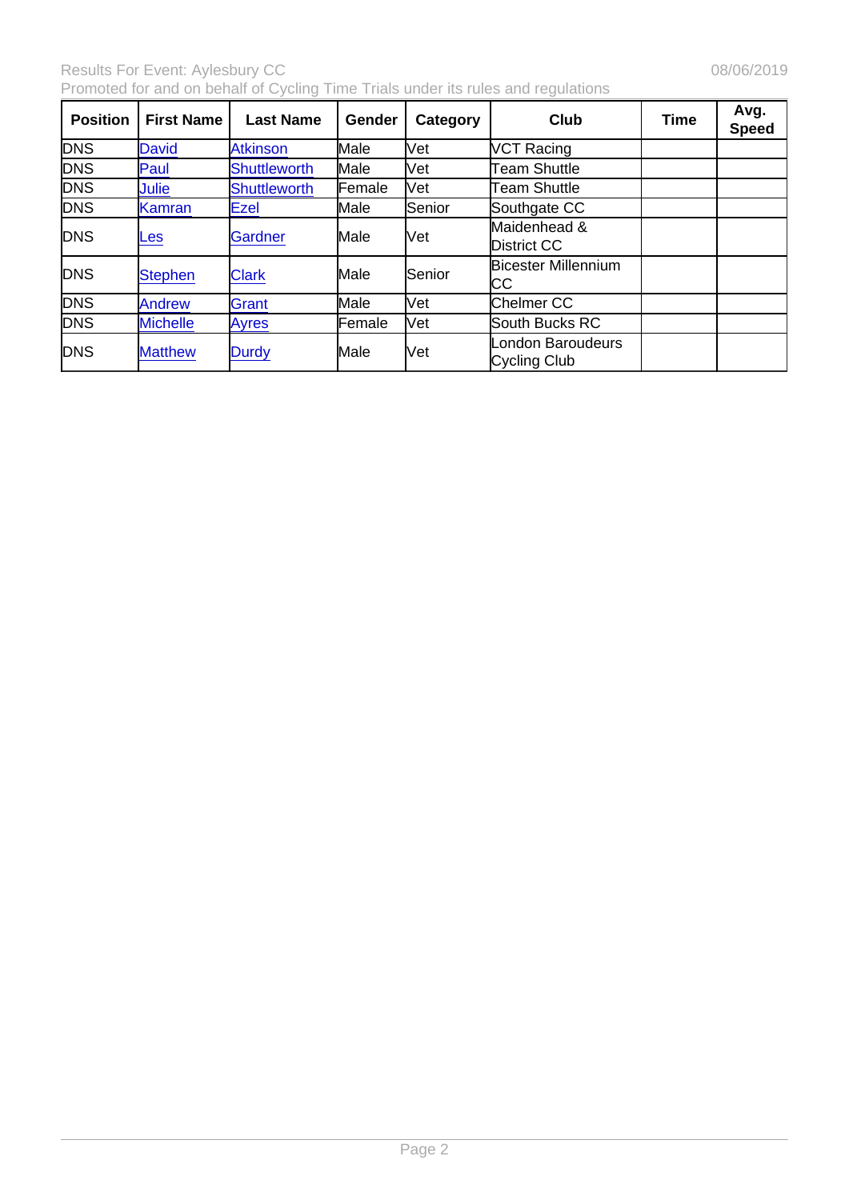| Position | First Name | Last Name | Gender | Category | Club | Time | Avg. Speed |
|---|---|---|---|---|---|---|---|
| DNS | David | Atkinson | Male | Vet | VCT Racing | | |
| DNS | Paul | Shuttleworth | Male | Vet | Team Shuttle | | |
| DNS | Julie | Shuttleworth | Female | Vet | Team Shuttle | | |
| DNS | Kamran | Ezel | Male | Senior | Southgate CC | | |
| DNS | Les | Gardner | Male | Vet | Maidenhead & District CC | | |
| DNS | Stephen | Clark | Male | Senior | Bicester Millennium CC | | |
| DNS | Andrew | Grant | Male | Vet | Chelmer CC | | |
| DNS | Michelle | Ayres | Female | Vet | South Bucks RC | | |
| DNS | Matthew | Durdy | Male | Vet | London Baroudeurs Cycling Club | | |